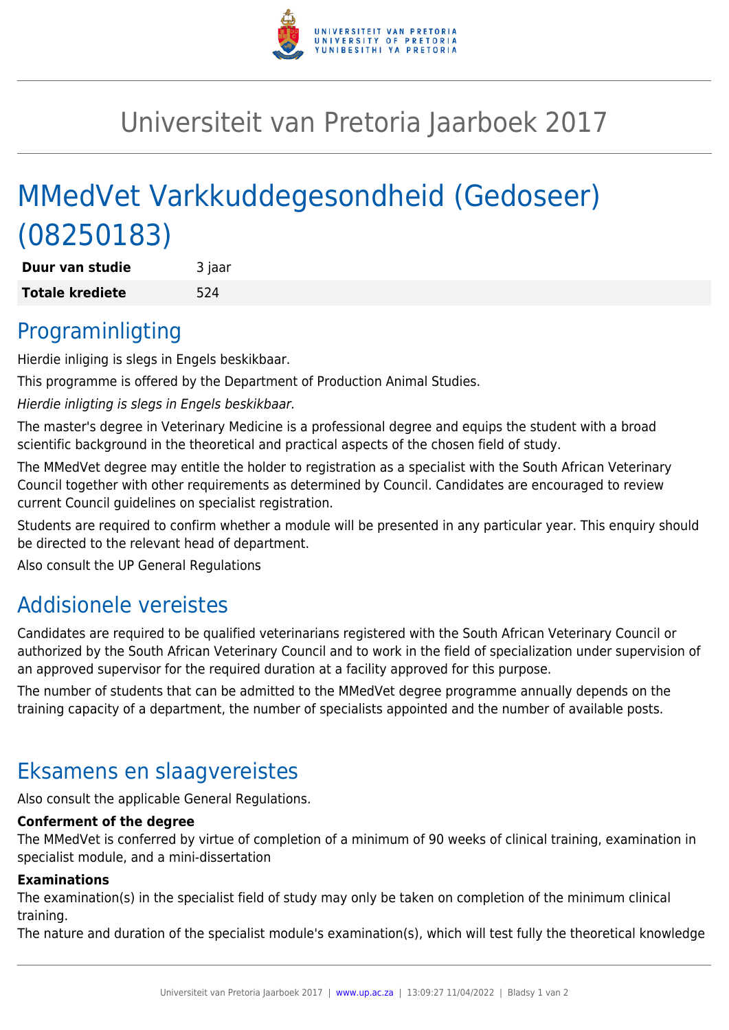# Universiteit van Pretoria Jaarboek 2017

## MMedVet Varkkuddegesondheid (Gedoseer) (08250183)

| | |
|---|---|
| **Duur van studie** | 3 jaar |
| **Totale krediete** | 524 |

## Programinligting

Hierdie inliging is slegs in Engels beskikbaar.

This programme is offered by the Department of Production Animal Studies.

*Hierdie inligting is slegs in Engels beskikbaar.*

The master's degree in Veterinary Medicine is a professional degree and equips the student with a broad scientific background in the theoretical and practical aspects of the chosen field of study.

The MMedVet degree may entitle the holder to registration as a specialist with the South African Veterinary Council together with other requirements as determined by Council. Candidates are encouraged to review current Council guidelines on specialist registration.

Students are required to confirm whether a module will be presented in any particular year. This enquiry should be directed to the relevant head of department.

Also consult the UP General Regulations

## Addisionele vereistes

Candidates are required to be qualified veterinarians registered with the South African Veterinary Council or authorized by the South African Veterinary Council and to work in the field of specialization under supervision of an approved supervisor for the required duration at a facility approved for this purpose.

The number of students that can be admitted to the MMedVet degree programme annually depends on the training capacity of a department, the number of specialists appointed and the number of available posts.

## Eksamens en slaagvereistes

Also consult the applicable General Regulations.

**Conferment of the degree**

The MMedVet is conferred by virtue of completion of a minimum of 90 weeks of clinical training, examination in specialist module, and a mini-dissertation

**Examinations**

The examination(s) in the specialist field of study may only be taken on completion of the minimum clinical training.

The nature and duration of the specialist module's examination(s), which will test fully the theoretical knowledge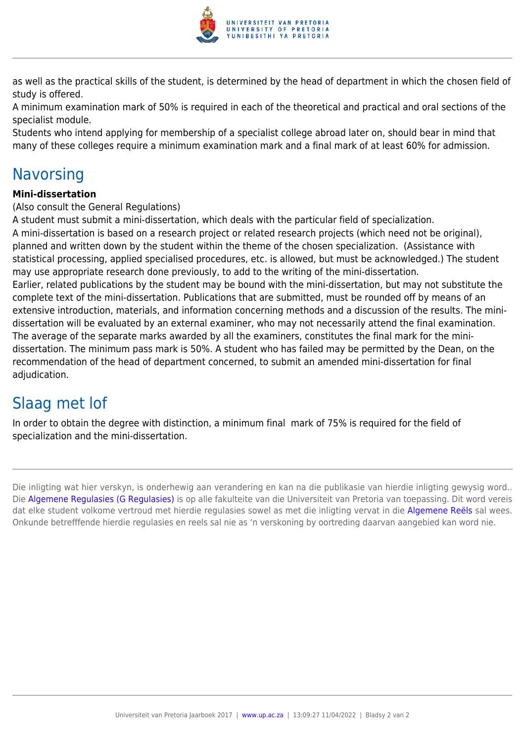as well as the practical skills of the student, is determined by the head of department in which the chosen field of study is offered.

A minimum examination mark of 50% is required in each of the theoretical and practical and oral sections of the specialist module.

Students who intend applying for membership of a specialist college abroad later on, should bear in mind that many of these colleges require a minimum examination mark and a final mark of at least 60% for admission.

## Navorsing

**Mini-dissertation**

(Also consult the General Regulations)

A student must submit a mini-dissertation, which deals with the particular field of specialization.

A mini-dissertation is based on a research project or related research projects (which need not be original), planned and written down by the student within the theme of the chosen specialization. (Assistance with statistical processing, applied specialised procedures, etc. is allowed, but must be acknowledged.) The student may use appropriate research done previously, to add to the writing of the mini-dissertation.

Earlier, related publications by the student may be bound with the mini-dissertation, but may not substitute the complete text of the mini-dissertation. Publications that are submitted, must be rounded off by means of an extensive introduction, materials, and information concerning methods and a discussion of the results. The mini-dissertation will be evaluated by an external examiner, who may not necessarily attend the final examination. The average of the separate marks awarded by all the examiners, constitutes the final mark for the mini-dissertation. The minimum pass mark is 50%. A student who has failed may be permitted by the Dean, on the recommendation of the head of department concerned, to submit an amended mini-dissertation for final adjudication.

## Slaag met lof

In order to obtain the degree with distinction, a minimum final mark of 75% is required for the field of specialization and the mini-dissertation.

---

Die inligting wat hier verskyn, is onderhewig aan verandering en kan na die publikasie van hierdie inligting gewysig word.. Die Algemene Regulasies (G Regulasies) is op alle fakulteite van die Universiteit van Pretoria van toepassing. Dit word vereis dat elke student volkome vertroud met hierdie regulasies sowel as met die inligting vervat in die Algemene Reëls sal wees. Onkunde betrefffende hierdie regulasies en reels sal nie as 'n verskoning by oortreding daarvan aangebied kan word nie.